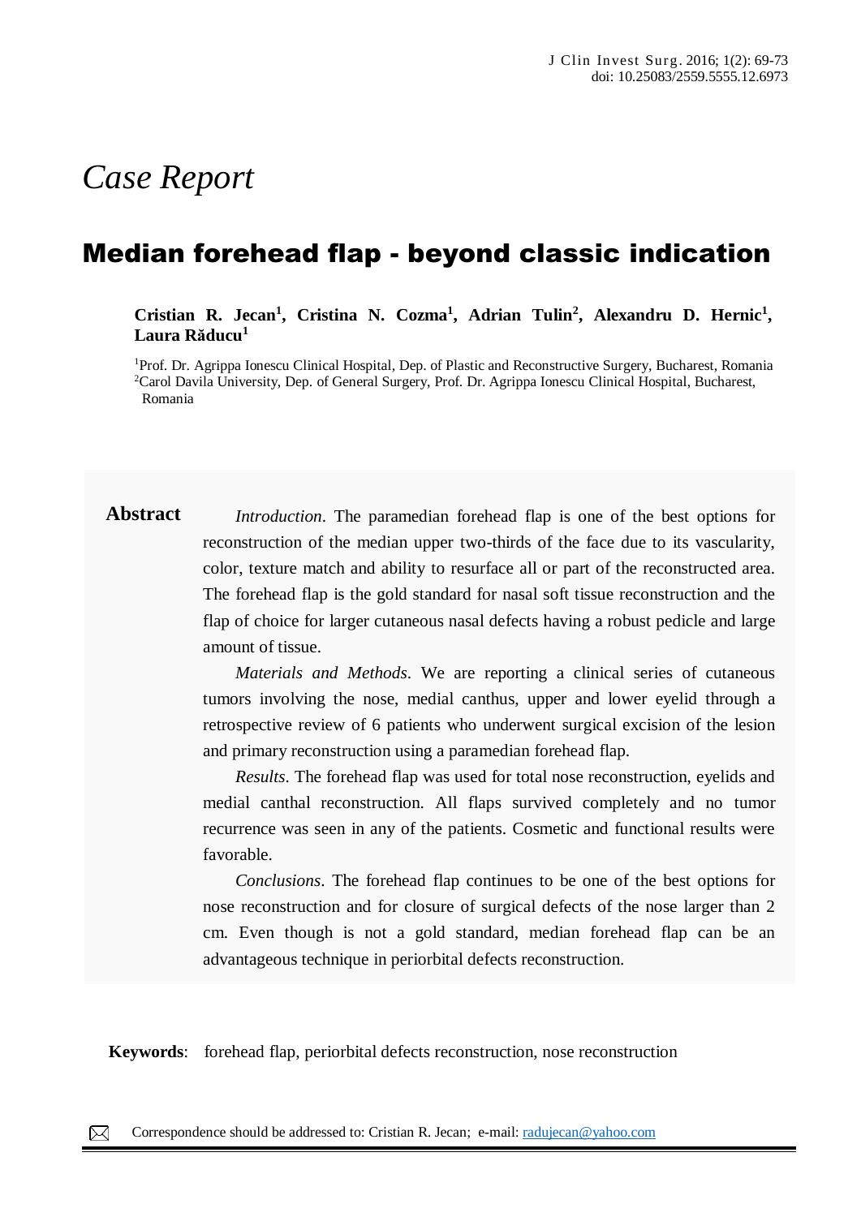*Case Report*

# Median forehead flap - beyond classic indication

**Cristian R. Jecan[1], Cristina N. Cozma[1], Adrian Tulin[2], Alexandru D. Hernic[1], Laura Răducu[1]**

[1]Prof. Dr. Agrippa Ionescu Clinical Hospital, Dep. of Plastic and Reconstructive Surgery, Bucharest, Romania
[2]Carol Davila University, Dep. of General Surgery, Prof. Dr. Agrippa Ionescu Clinical Hospital, Bucharest, Romania

**Abstract**

*Introduction*. The paramedian forehead flap is one of the best options for reconstruction of the median upper two-thirds of the face due to its vascularity, color, texture match and ability to resurface all or part of the reconstructed area. The forehead flap is the gold standard for nasal soft tissue reconstruction and the flap of choice for larger cutaneous nasal defects having a robust pedicle and large amount of tissue.

*Materials and Methods*. We are reporting a clinical series of cutaneous tumors involving the nose, medial canthus, upper and lower eyelid through a retrospective review of 6 patients who underwent surgical excision of the lesion and primary reconstruction using a paramedian forehead flap.

*Results*. The forehead flap was used for total nose reconstruction, eyelids and medial canthal reconstruction. All flaps survived completely and no tumor recurrence was seen in any of the patients. Cosmetic and functional results were favorable.

*Conclusions*. The forehead flap continues to be one of the best options for nose reconstruction and for closure of surgical defects of the nose larger than 2 cm. Even though is not a gold standard, median forehead flap can be an advantageous technique in periorbital defects reconstruction.

**Keywords**: forehead flap, periorbital defects reconstruction, nose reconstruction

Correspondence should be addressed to: Cristian R. Jecan; e-mail: radujecan@yahoo.com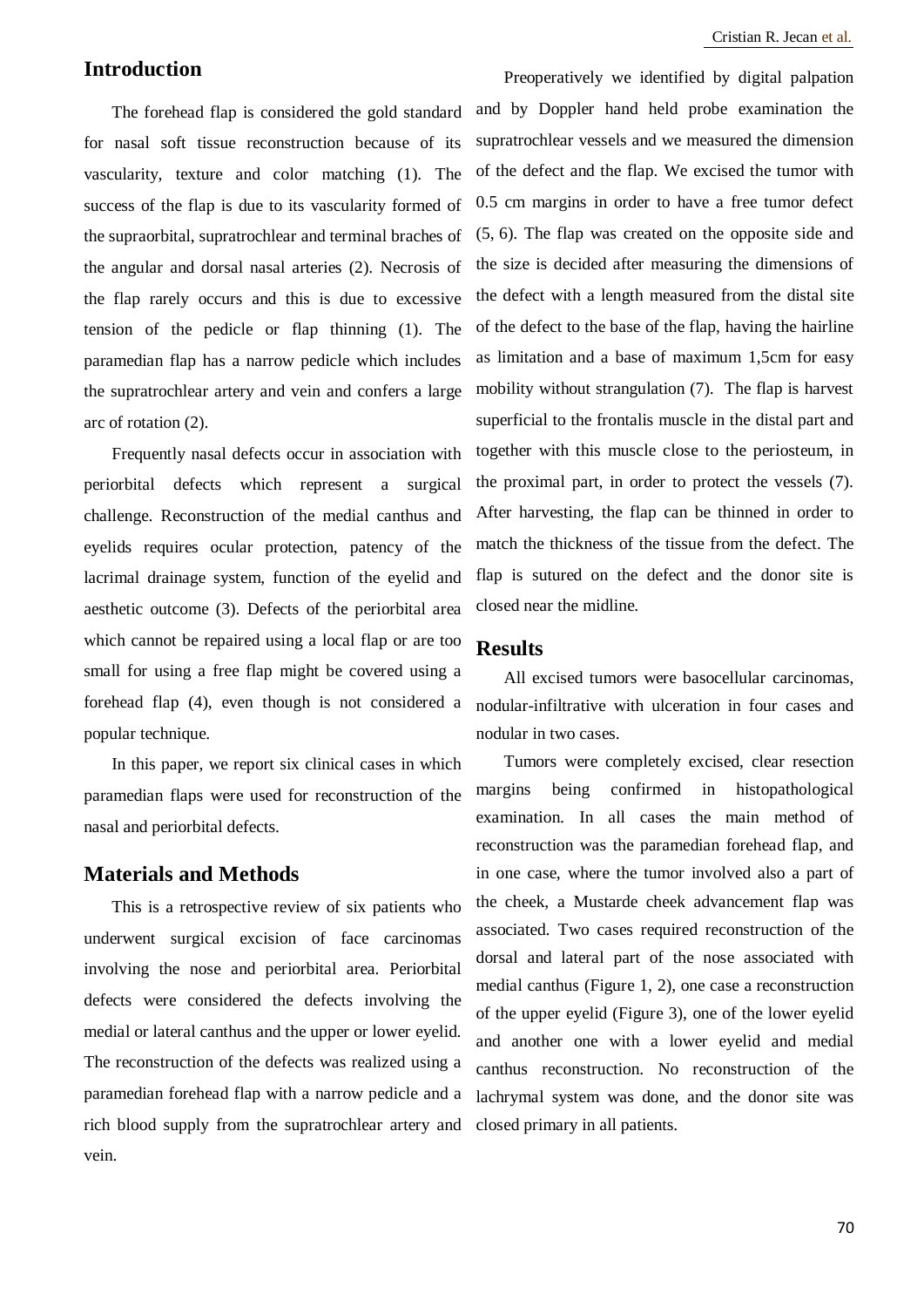## Introduction

The forehead flap is considered the gold standard for nasal soft tissue reconstruction because of its vascularity, texture and color matching (1). The success of the flap is due to its vascularity formed of the supraorbital, supratrochlear and terminal braches of the angular and dorsal nasal arteries (2). Necrosis of the flap rarely occurs and this is due to excessive tension of the pedicle or flap thinning (1). The paramedian flap has a narrow pedicle which includes the supratrochlear artery and vein and confers a large arc of rotation (2).

Frequently nasal defects occur in association with periorbital defects which represent a surgical challenge. Reconstruction of the medial canthus and eyelids requires ocular protection, patency of the lacrimal drainage system, function of the eyelid and aesthetic outcome (3). Defects of the periorbital area which cannot be repaired using a local flap or are too small for using a free flap might be covered using a forehead flap (4), even though is not considered a popular technique.

In this paper, we report six clinical cases in which paramedian flaps were used for reconstruction of the nasal and periorbital defects.

## Materials and Methods

This is a retrospective review of six patients who underwent surgical excision of face carcinomas involving the nose and periorbital area. Periorbital defects were considered the defects involving the medial or lateral canthus and the upper or lower eyelid. The reconstruction of the defects was realized using a paramedian forehead flap with a narrow pedicle and a rich blood supply from the supratrochlear artery and vein.

Preoperatively we identified by digital palpation and by Doppler hand held probe examination the supratrochlear vessels and we measured the dimension of the defect and the flap. We excised the tumor with 0.5 cm margins in order to have a free tumor defect (5, 6). The flap was created on the opposite side and the size is decided after measuring the dimensions of the defect with a length measured from the distal site of the defect to the base of the flap, having the hairline as limitation and a base of maximum 1,5cm for easy mobility without strangulation (7). The flap is harvest superficial to the frontalis muscle in the distal part and together with this muscle close to the periosteum, in the proximal part, in order to protect the vessels (7). After harvesting, the flap can be thinned in order to match the thickness of the tissue from the defect. The flap is sutured on the defect and the donor site is closed near the midline.

## Results

All excised tumors were basocellular carcinomas, nodular-infiltrative with ulceration in four cases and nodular in two cases.

Tumors were completely excised, clear resection margins being confirmed in histopathological examination. In all cases the main method of reconstruction was the paramedian forehead flap, and in one case, where the tumor involved also a part of the cheek, a Mustarde cheek advancement flap was associated. Two cases required reconstruction of the dorsal and lateral part of the nose associated with medial canthus (Figure 1, 2), one case a reconstruction of the upper eyelid (Figure 3), one of the lower eyelid and another one with a lower eyelid and medial canthus reconstruction. No reconstruction of the lachrymal system was done, and the donor site was closed primary in all patients.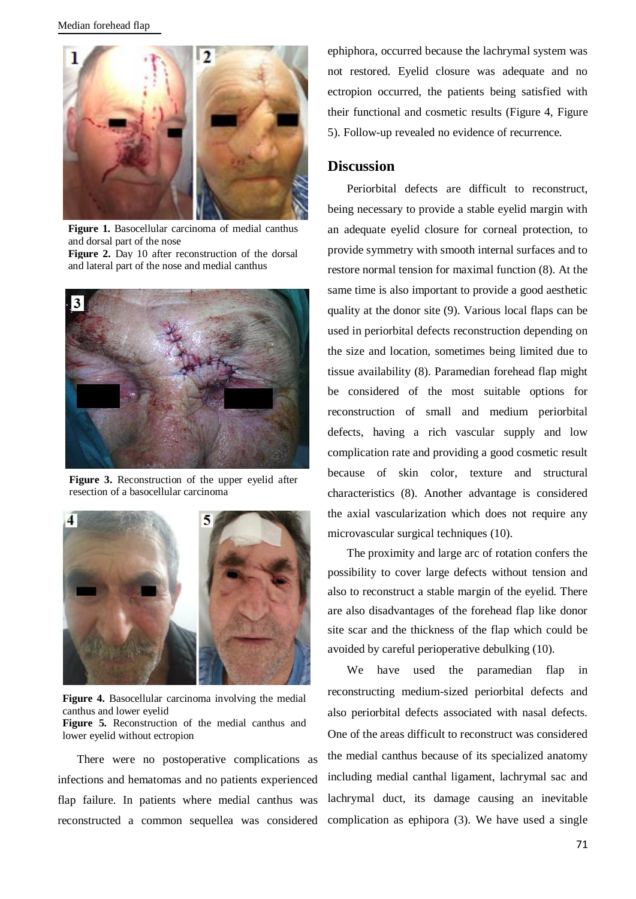**Figure 1.** Basocellular carcinoma of medial canthus and dorsal part of the nose

**Figure 2.** Day 10 after reconstruction of the dorsal and lateral part of the nose and medial canthus

**Figure 3.** Reconstruction of the upper eyelid after resection of a basocellular carcinoma

**Figure 4.** Basocellular carcinoma involving the medial canthus and lower eyelid

**Figure 5.** Reconstruction of the medial canthus and lower eyelid without ectropion

There were no postoperative complications as infections and hematomas and no patients experienced flap failure. In patients where medial canthus was reconstructed a common sequellea was considered ephiphora, occurred because the lachrymal system was not restored. Eyelid closure was adequate and no ectropion occurred, the patients being satisfied with their functional and cosmetic results (Figure 4, Figure 5). Follow-up revealed no evidence of recurrence.

## Discussion

Periorbital defects are difficult to reconstruct, being necessary to provide a stable eyelid margin with an adequate eyelid closure for corneal protection, to provide symmetry with smooth internal surfaces and to restore normal tension for maximal function (8). At the same time is also important to provide a good aesthetic quality at the donor site (9). Various local flaps can be used in periorbital defects reconstruction depending on the size and location, sometimes being limited due to tissue availability (8). Paramedian forehead flap might be considered of the most suitable options for reconstruction of small and medium periorbital defects, having a rich vascular supply and low complication rate and providing a good cosmetic result because of skin color, texture and structural characteristics (8). Another advantage is considered the axial vascularization which does not require any microvascular surgical techniques (10).

The proximity and large arc of rotation confers the possibility to cover large defects without tension and also to reconstruct a stable margin of the eyelid. There are also disadvantages of the forehead flap like donor site scar and the thickness of the flap which could be avoided by careful perioperative debulking (10).

We have used the paramedian flap in reconstructing medium-sized periorbital defects and also periorbital defects associated with nasal defects. One of the areas difficult to reconstruct was considered the medial canthus because of its specialized anatomy including medial canthal ligament, lachrymal sac and lachrymal duct, its damage causing an inevitable complication as ephipora (3). We have used a single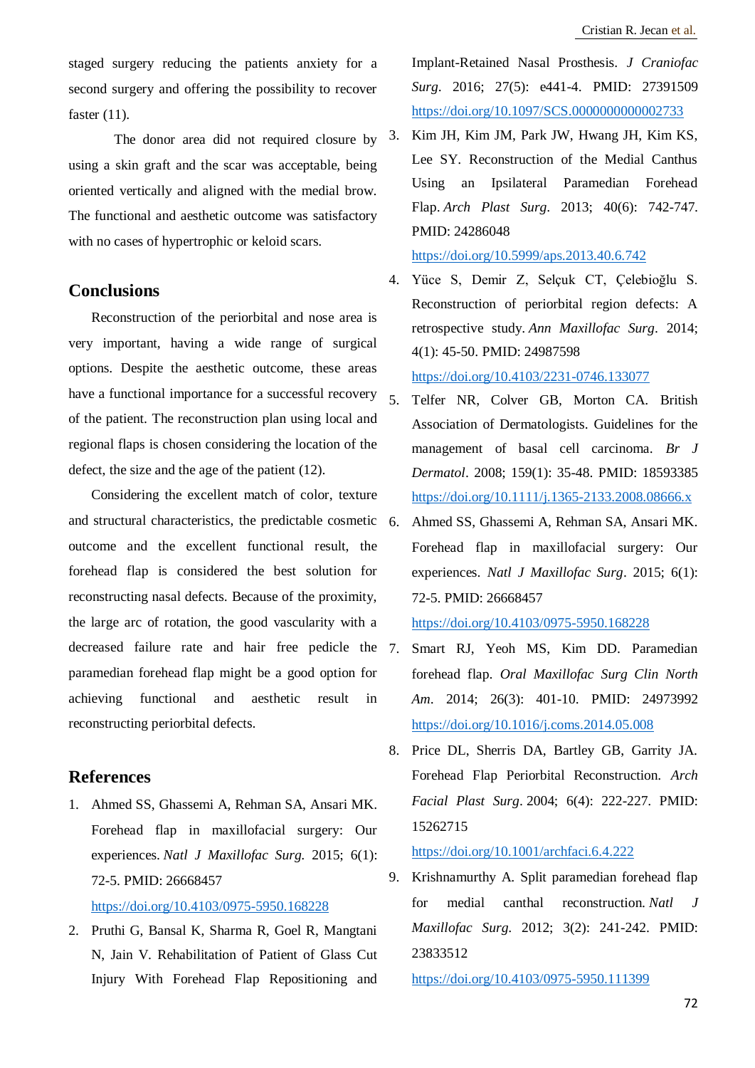staged surgery reducing the patients anxiety for a second surgery and offering the possibility to recover faster (11).

The donor area did not required closure by using a skin graft and the scar was acceptable, being oriented vertically and aligned with the medial brow. The functional and aesthetic outcome was satisfactory with no cases of hypertrophic or keloid scars.

## Conclusions

Reconstruction of the periorbital and nose area is very important, having a wide range of surgical options. Despite the aesthetic outcome, these areas have a functional importance for a successful recovery of the patient. The reconstruction plan using local and regional flaps is chosen considering the location of the defect, the size and the age of the patient (12).

Considering the excellent match of color, texture and structural characteristics, the predictable cosmetic outcome and the excellent functional result, the forehead flap is considered the best solution for reconstructing nasal defects. Because of the proximity, the large arc of rotation, the good vascularity with a decreased failure rate and hair free pedicle the paramedian forehead flap might be a good option for achieving functional and aesthetic result in reconstructing periorbital defects.

## References

1. Ahmed SS, Ghassemi A, Rehman SA, Ansari MK. Forehead flap in maxillofacial surgery: Our experiences. *Natl J Maxillofac Surg.* 2015; 6(1): 72-5. PMID: 26668457 https://doi.org/10.4103/0975-5950.168228
2. Pruthi G, Bansal K, Sharma R, Goel R, Mangtani N, Jain V. Rehabilitation of Patient of Glass Cut Injury With Forehead Flap Repositioning and Implant-Retained Nasal Prosthesis. *J Craniofac Surg.* 2016; 27(5): e441-4. PMID: 27391509 https://doi.org/10.1097/SCS.0000000000002733
3. Kim JH, Kim JM, Park JW, Hwang JH, Kim KS, Lee SY. Reconstruction of the Medial Canthus Using an Ipsilateral Paramedian Forehead Flap. *Arch Plast Surg.* 2013; 40(6): 742-747. PMID: 24286048 https://doi.org/10.5999/aps.2013.40.6.742
4. Yüce S, Demir Z, Selçuk CT, Çelebioğlu S. Reconstruction of periorbital region defects: A retrospective study. *Ann Maxillofac Surg.* 2014; 4(1): 45-50. PMID: 24987598 https://doi.org/10.4103/2231-0746.133077
5. Telfer NR, Colver GB, Morton CA. British Association of Dermatologists. Guidelines for the management of basal cell carcinoma. *Br J Dermatol.* 2008; 159(1): 35-48. PMID: 18593385 https://doi.org/10.1111/j.1365-2133.2008.08666.x
6. Ahmed SS, Ghassemi A, Rehman SA, Ansari MK. Forehead flap in maxillofacial surgery: Our experiences. *Natl J Maxillofac Surg.* 2015; 6(1): 72-5. PMID: 26668457 https://doi.org/10.4103/0975-5950.168228
7. Smart RJ, Yeoh MS, Kim DD. Paramedian forehead flap. *Oral Maxillofac Surg Clin North Am.* 2014; 26(3): 401-10. PMID: 24973992 https://doi.org/10.1016/j.coms.2014.05.008
8. Price DL, Sherris DA, Bartley GB, Garrity JA. Forehead Flap Periorbital Reconstruction. *Arch Facial Plast Surg.* 2004; 6(4): 222-227. PMID: 15262715 https://doi.org/10.1001/archfaci.6.4.222
9. Krishnamurthy A. Split paramedian forehead flap for medial canthal reconstruction. *Natl J Maxillofac Surg.* 2012; 3(2): 241-242. PMID: 23833512 https://doi.org/10.4103/0975-5950.111399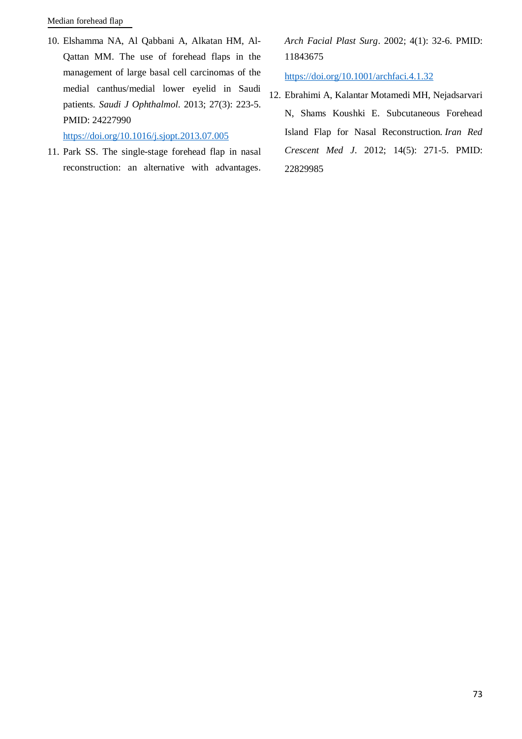10. Elshamma NA, Al Qabbani A, Alkatan HM, Al-Qattan MM. The use of forehead flaps in the management of large basal cell carcinomas of the medial canthus/medial lower eyelid in Saudi patients. *Saudi J Ophthalmol.* 2013; 27(3): 223-5. PMID: 24227990 https://doi.org/10.1016/j.sjopt.2013.07.005
11. Park SS. The single-stage forehead flap in nasal reconstruction: an alternative with advantages. *Arch Facial Plast Surg*. 2002; 4(1): 32-6. PMID: 11843675 https://doi.org/10.1001/archfaci.4.1.32
12. Ebrahimi A, Kalantar Motamedi MH, Nejadsarvari N, Shams Koushki E. Subcutaneous Forehead Island Flap for Nasal Reconstruction. *Iran Red Crescent Med J*. 2012; 14(5): 271-5. PMID: 22829985